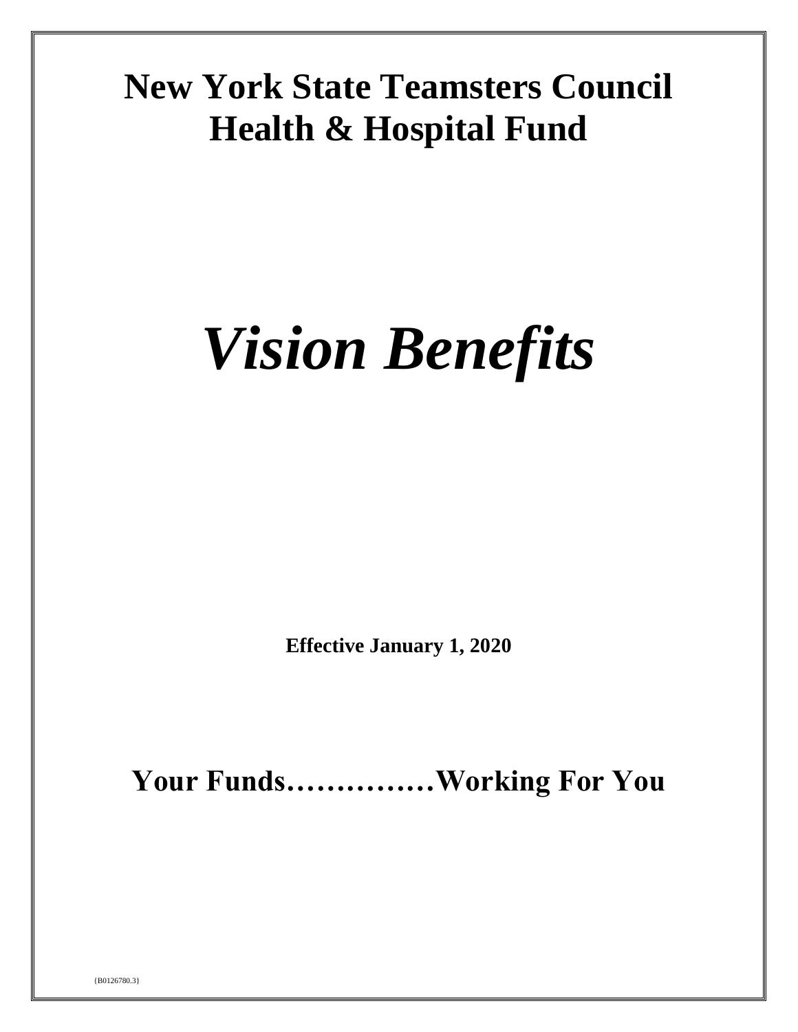# New York State Teamsters Council Health & Hospital Fund

# *Vision Benefits*

**Effective January 1, 2020**

## Your Funds……………Working For You

{B0126780.3}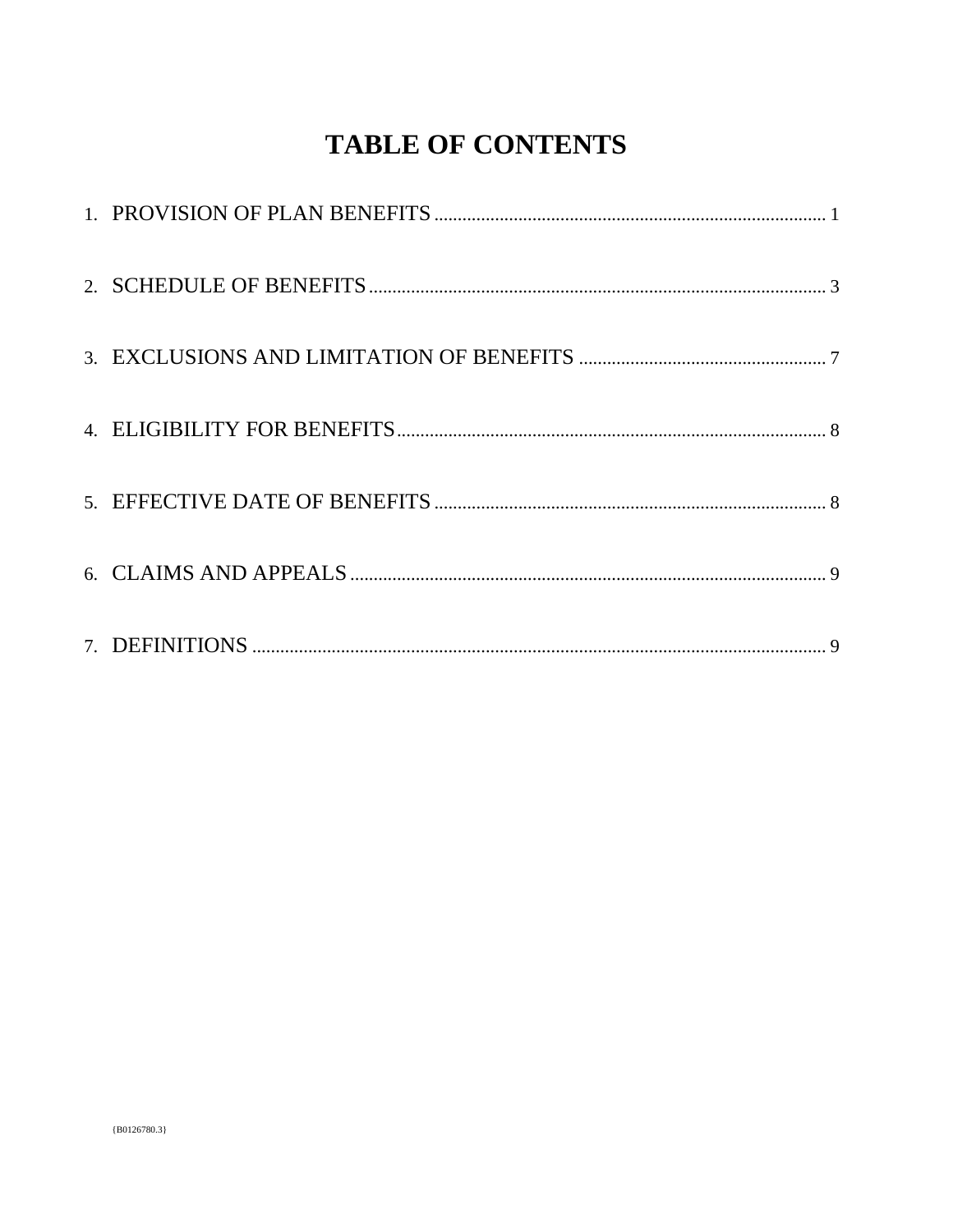# TABLE OF CONTENTS

1. PROVISION OF PLAN BENEFITS ........................................................ 1

2. SCHEDULE OF BENEFITS ........................................................ 3

3. EXCLUSIONS AND LIMITATION OF BENEFITS ........................................................ 7

4. ELIGIBILITY FOR BENEFITS ........................................................ 8

5. EFFECTIVE DATE OF BENEFITS ........................................................ 8

6. CLAIMS AND APPEALS ........................................................ 9

7. DEFINITIONS ........................................................ 9

{B0126780.3}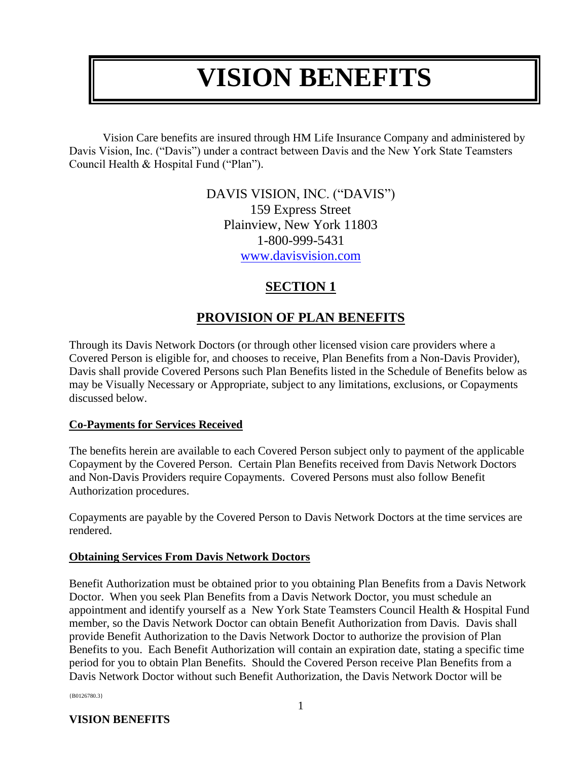# VISION BENEFITS

Vision Care benefits are insured through HM Life Insurance Company and administered by Davis Vision, Inc. ("Davis") under a contract between Davis and the New York State Teamsters Council Health & Hospital Fund ("Plan").

DAVIS VISION, INC. ("DAVIS")
159 Express Street
Plainview, New York 11803
1-800-999-5431
www.davisvision.com

## SECTION 1

## PROVISION OF PLAN BENEFITS

Through its Davis Network Doctors (or through other licensed vision care providers where a Covered Person is eligible for, and chooses to receive, Plan Benefits from a Non-Davis Provider), Davis shall provide Covered Persons such Plan Benefits listed in the Schedule of Benefits below as may be Visually Necessary or Appropriate, subject to any limitations, exclusions, or Copayments discussed below.

### Co-Payments for Services Received

The benefits herein are available to each Covered Person subject only to payment of the applicable Copayment by the Covered Person. Certain Plan Benefits received from Davis Network Doctors and Non-Davis Providers require Copayments. Covered Persons must also follow Benefit Authorization procedures.

Copayments are payable by the Covered Person to Davis Network Doctors at the time services are rendered.

### Obtaining Services From Davis Network Doctors

Benefit Authorization must be obtained prior to you obtaining Plan Benefits from a Davis Network Doctor. When you seek Plan Benefits from a Davis Network Doctor, you must schedule an appointment and identify yourself as a New York State Teamsters Council Health & Hospital Fund member, so the Davis Network Doctor can obtain Benefit Authorization from Davis. Davis shall provide Benefit Authorization to the Davis Network Doctor to authorize the provision of Plan Benefits to you. Each Benefit Authorization will contain an expiration date, stating a specific time period for you to obtain Plan Benefits. Should the Covered Person receive Plan Benefits from a Davis Network Doctor without such Benefit Authorization, the Davis Network Doctor will be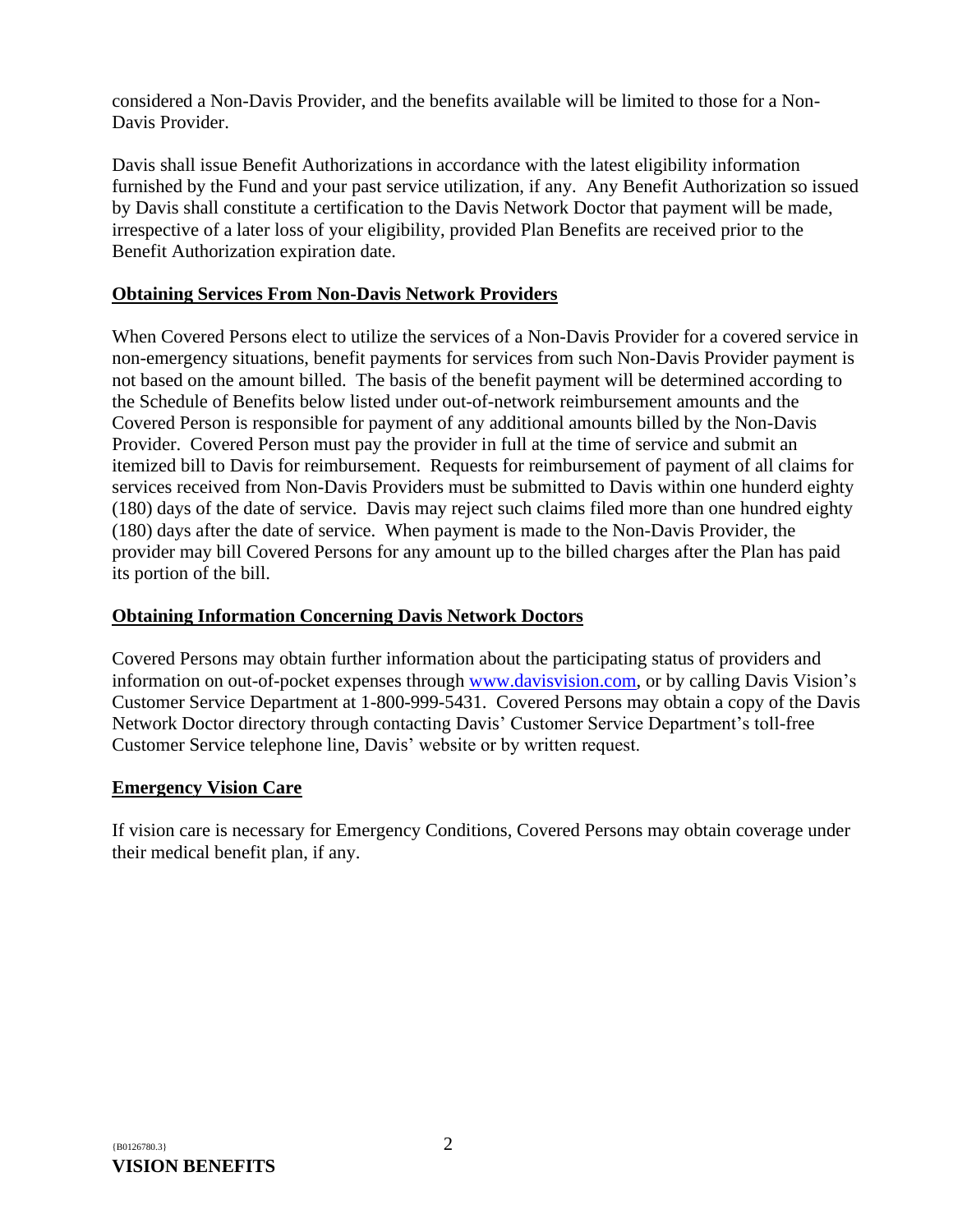considered a Non-Davis Provider, and the benefits available will be limited to those for a Non-Davis Provider.

Davis shall issue Benefit Authorizations in accordance with the latest eligibility information furnished by the Fund and your past service utilization, if any. Any Benefit Authorization so issued by Davis shall constitute a certification to the Davis Network Doctor that payment will be made, irrespective of a later loss of your eligibility, provided Plan Benefits are received prior to the Benefit Authorization expiration date.

**Obtaining Services From Non-Davis Network Providers**

When Covered Persons elect to utilize the services of a Non-Davis Provider for a covered service in non-emergency situations, benefit payments for services from such Non-Davis Provider payment is not based on the amount billed. The basis of the benefit payment will be determined according to the Schedule of Benefits below listed under out-of-network reimbursement amounts and the Covered Person is responsible for payment of any additional amounts billed by the Non-Davis Provider. Covered Person must pay the provider in full at the time of service and submit an itemized bill to Davis for reimbursement. Requests for reimbursement of payment of all claims for services received from Non-Davis Providers must be submitted to Davis within one hunderd eighty (180) days of the date of service. Davis may reject such claims filed more than one hundred eighty (180) days after the date of service. When payment is made to the Non-Davis Provider, the provider may bill Covered Persons for any amount up to the billed charges after the Plan has paid its portion of the bill.

**Obtaining Information Concerning Davis Network Doctors**

Covered Persons may obtain further information about the participating status of providers and information on out-of-pocket expenses through www.davisvision.com, or by calling Davis Vision's Customer Service Department at 1-800-999-5431. Covered Persons may obtain a copy of the Davis Network Doctor directory through contacting Davis' Customer Service Department's toll-free Customer Service telephone line, Davis' website or by written request.

**Emergency Vision Care**

If vision care is necessary for Emergency Conditions, Covered Persons may obtain coverage under their medical benefit plan, if any.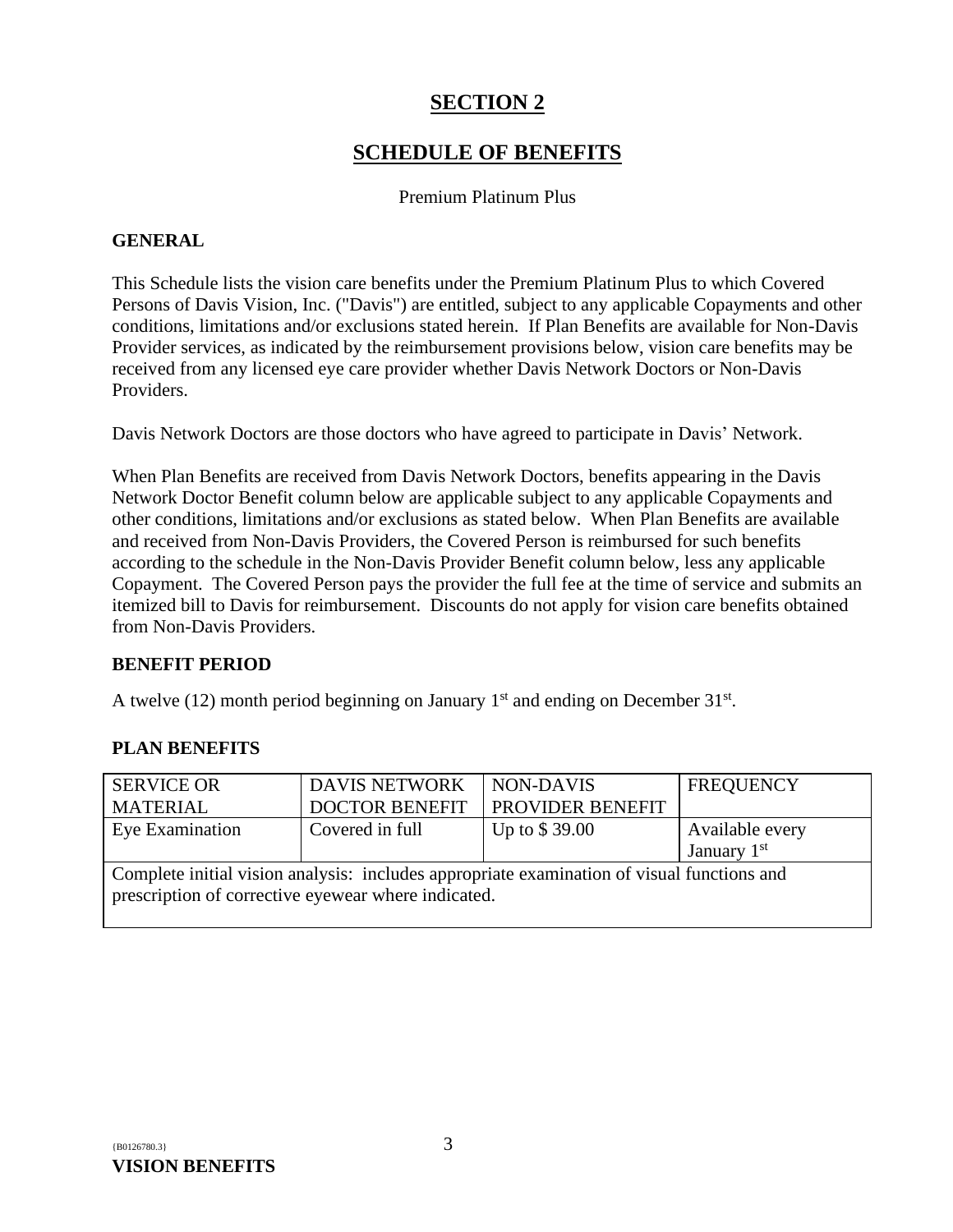# SECTION 2

## SCHEDULE OF BENEFITS

Premium Platinum Plus

### GENERAL

This Schedule lists the vision care benefits under the Premium Platinum Plus to which Covered Persons of Davis Vision, Inc. ("Davis") are entitled, subject to any applicable Copayments and other conditions, limitations and/or exclusions stated herein. If Plan Benefits are available for Non-Davis Provider services, as indicated by the reimbursement provisions below, vision care benefits may be received from any licensed eye care provider whether Davis Network Doctors or Non-Davis Providers.

Davis Network Doctors are those doctors who have agreed to participate in Davis' Network.

When Plan Benefits are received from Davis Network Doctors, benefits appearing in the Davis Network Doctor Benefit column below are applicable subject to any applicable Copayments and other conditions, limitations and/or exclusions as stated below. When Plan Benefits are available and received from Non-Davis Providers, the Covered Person is reimbursed for such benefits according to the schedule in the Non-Davis Provider Benefit column below, less any applicable Copayment. The Covered Person pays the provider the full fee at the time of service and submits an itemized bill to Davis for reimbursement. Discounts do not apply for vision care benefits obtained from Non-Davis Providers.

### BENEFIT PERIOD

A twelve (12) month period beginning on January 1st and ending on December 31st.

### PLAN BENEFITS

| SERVICE OR MATERIAL | DAVIS NETWORK DOCTOR BENEFIT | NON-DAVIS PROVIDER BENEFIT | FREQUENCY |
|---|---|---|---|
| Eye Examination | Covered in full | Up to $ 39.00 | Available every January 1st |
| Complete initial vision analysis: includes appropriate examination of visual functions and prescription of corrective eyewear where indicated. | | | |

{B0126780.3}

**VISION BENEFITS**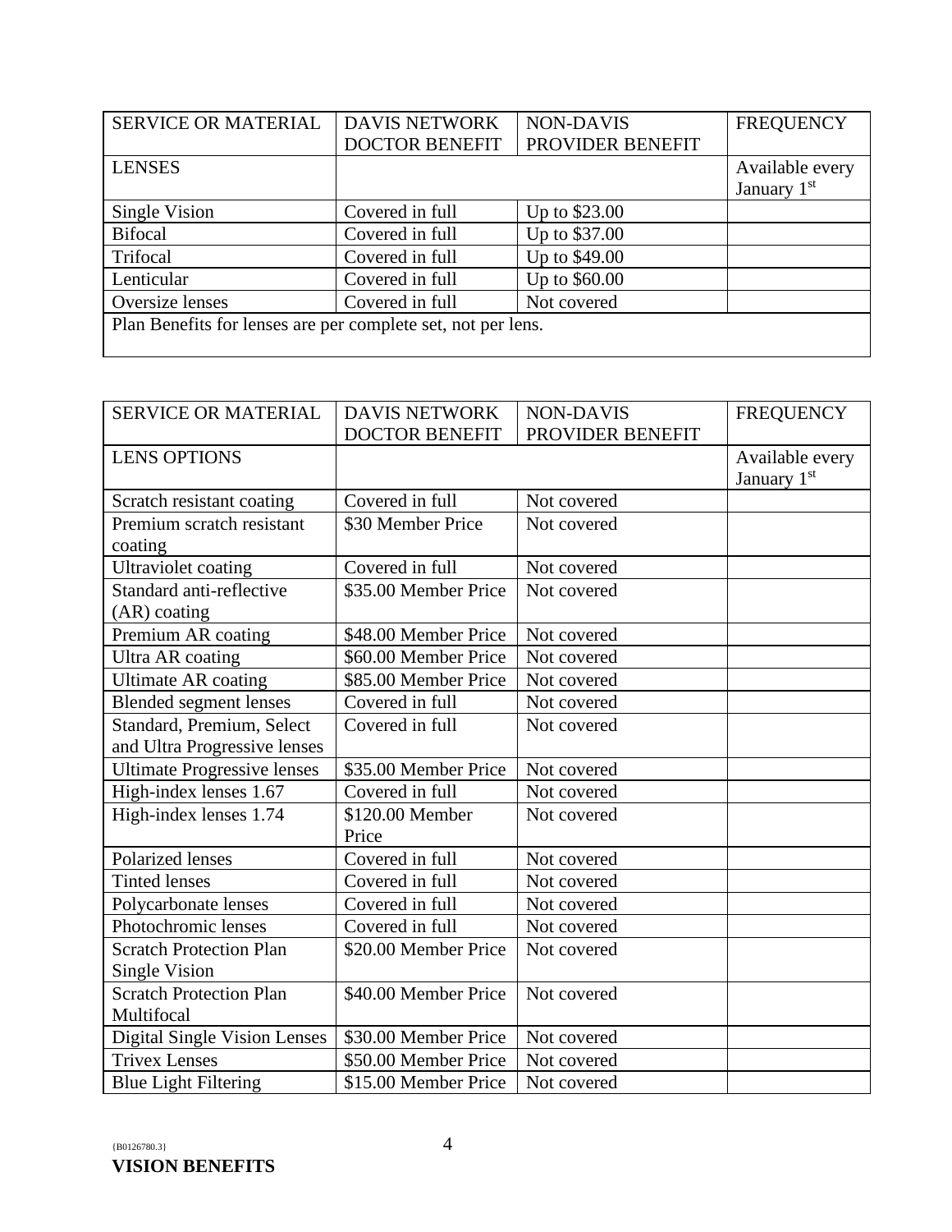| SERVICE OR MATERIAL | DAVIS NETWORK DOCTOR BENEFIT | NON-DAVIS PROVIDER BENEFIT | FREQUENCY |
|---|---|---|---|
| LENSES | | | Available every January 1st |
| Single Vision | Covered in full | Up to $23.00 | |
| Bifocal | Covered in full | Up to $37.00 | |
| Trifocal | Covered in full | Up to $49.00 | |
| Lenticular | Covered in full | Up to $60.00 | |
| Oversize lenses | Covered in full | Not covered | |
| Plan Benefits for lenses are per complete set, not per lens. | | | |

| SERVICE OR MATERIAL | DAVIS NETWORK DOCTOR BENEFIT | NON-DAVIS PROVIDER BENEFIT | FREQUENCY |
|---|---|---|---|
| LENS OPTIONS | | | Available every January 1st |
| Scratch resistant coating | Covered in full | Not covered | |
| Premium scratch resistant coating | $30 Member Price | Not covered | |
| Ultraviolet coating | Covered in full | Not covered | |
| Standard anti-reflective (AR) coating | $35.00 Member Price | Not covered | |
| Premium AR coating | $48.00 Member Price | Not covered | |
| Ultra AR coating | $60.00 Member Price | Not covered | |
| Ultimate AR coating | $85.00 Member Price | Not covered | |
| Blended segment lenses | Covered in full | Not covered | |
| Standard, Premium, Select and Ultra Progressive lenses | Covered in full | Not covered | |
| Ultimate Progressive lenses | $35.00 Member Price | Not covered | |
| High-index lenses 1.67 | Covered in full | Not covered | |
| High-index lenses 1.74 | $120.00 Member Price | Not covered | |
| Polarized lenses | Covered in full | Not covered | |
| Tinted lenses | Covered in full | Not covered | |
| Polycarbonate lenses | Covered in full | Not covered | |
| Photochromic lenses | Covered in full | Not covered | |
| Scratch Protection Plan Single Vision | $20.00 Member Price | Not covered | |
| Scratch Protection Plan Multifocal | $40.00 Member Price | Not covered | |
| Digital Single Vision Lenses | $30.00 Member Price | Not covered | |
| Trivex Lenses | $50.00 Member Price | Not covered | |
| Blue Light Filtering | $15.00 Member Price | Not covered | |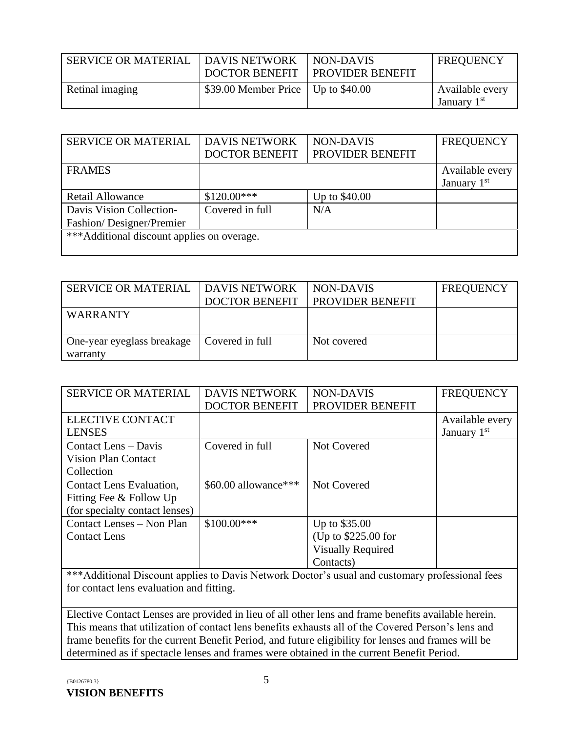| SERVICE OR MATERIAL | DAVIS NETWORK DOCTOR BENEFIT | NON-DAVIS PROVIDER BENEFIT | FREQUENCY |
|---|---|---|---|
| Retinal imaging | $39.00 Member Price | Up to $40.00 | Available every January 1st |

| SERVICE OR MATERIAL | DAVIS NETWORK DOCTOR BENEFIT | NON-DAVIS PROVIDER BENEFIT | FREQUENCY |
|---|---|---|---|
| FRAMES | | | Available every January 1st |
| Retail Allowance | $120.00*** | Up to $40.00 | |
| Davis Vision Collection-Fashion/ Designer/Premier | Covered in full | N/A | |
| ***Additional discount applies on overage. | | | |

| SERVICE OR MATERIAL | DAVIS NETWORK DOCTOR BENEFIT | NON-DAVIS PROVIDER BENEFIT | FREQUENCY |
|---|---|---|---|
| WARRANTY | | | |
| One-year eyeglass breakage warranty | Covered in full | Not covered | |

| SERVICE OR MATERIAL | DAVIS NETWORK DOCTOR BENEFIT | NON-DAVIS PROVIDER BENEFIT | FREQUENCY |
|---|---|---|---|
| ELECTIVE CONTACT LENSES | | | Available every January 1st |
| Contact Lens – Davis Vision Plan Contact Collection | Covered in full | Not Covered | |
| Contact Lens Evaluation, Fitting Fee & Follow Up (for specialty contact lenses) | $60.00 allowance*** | Not Covered | |
| Contact Lenses – Non Plan Contact Lens | $100.00*** | Up to $35.00 (Up to $225.00 for Visually Required Contacts) | |
| ***Additional Discount applies to Davis Network Doctor's usual and customary professional fees for contact lens evaluation and fitting. | | | |
| Elective Contact Lenses are provided in lieu of all other lens and frame benefits available herein. This means that utilization of contact lens benefits exhausts all of the Covered Person's lens and frame benefits for the current Benefit Period, and future eligibility for lenses and frames will be determined as if spectacle lenses and frames were obtained in the current Benefit Period. | | | |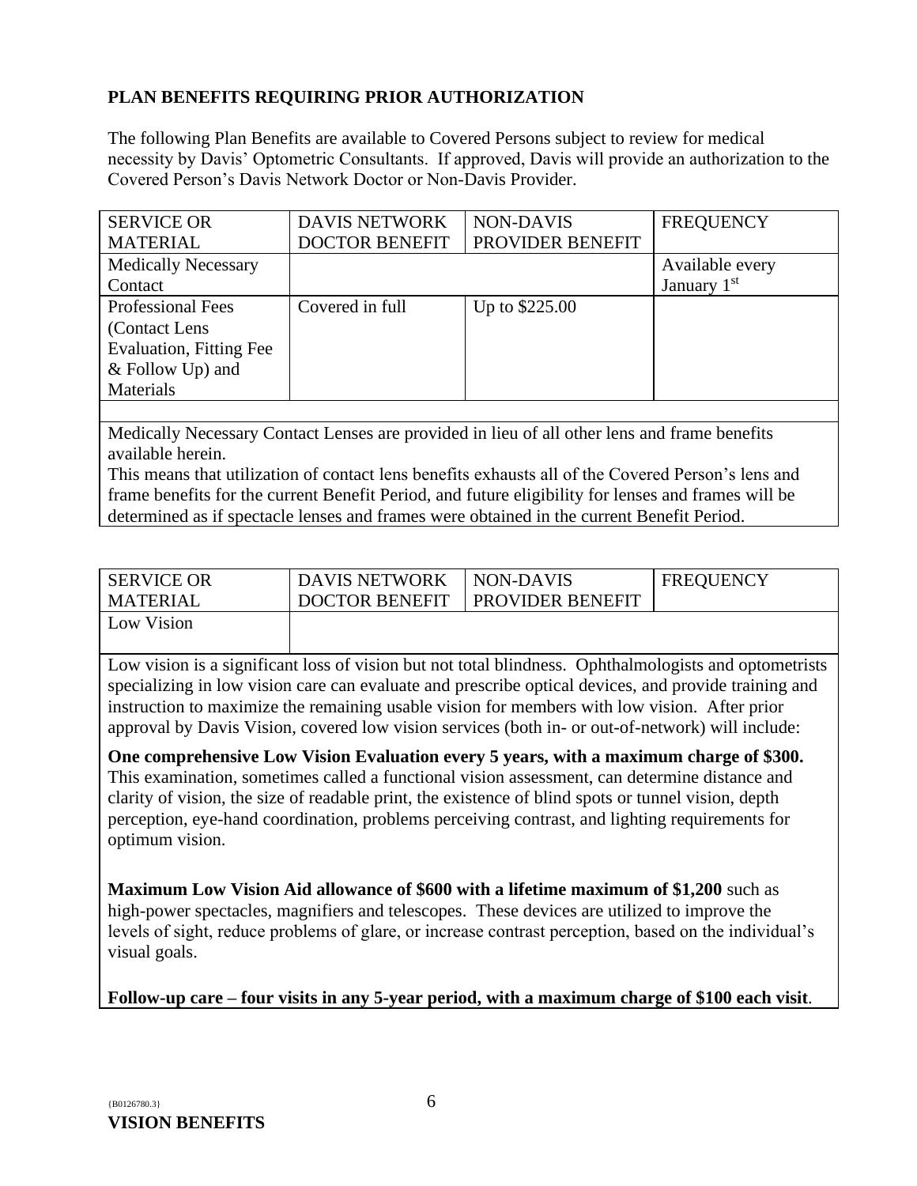## PLAN BENEFITS REQUIRING PRIOR AUTHORIZATION

The following Plan Benefits are available to Covered Persons subject to review for medical necessity by Davis' Optometric Consultants. If approved, Davis will provide an authorization to the Covered Person's Davis Network Doctor or Non-Davis Provider.

| SERVICE OR MATERIAL | DAVIS NETWORK DOCTOR BENEFIT | NON-DAVIS PROVIDER BENEFIT | FREQUENCY |
|---|---|---|---|
| Medically Necessary Contact | | | Available every January 1st |
| Professional Fees (Contact Lens Evaluation, Fitting Fee & Follow Up) and Materials | Covered in full | Up to $225.00 | |

Medically Necessary Contact Lenses are provided in lieu of all other lens and frame benefits available herein.
This means that utilization of contact lens benefits exhausts all of the Covered Person's lens and frame benefits for the current Benefit Period, and future eligibility for lenses and frames will be determined as if spectacle lenses and frames were obtained in the current Benefit Period.

| SERVICE OR MATERIAL | DAVIS NETWORK DOCTOR BENEFIT | NON-DAVIS PROVIDER BENEFIT | FREQUENCY |
|---|---|---|---|
| Low Vision | | | |

Low vision is a significant loss of vision but not total blindness. Ophthalmologists and optometrists specializing in low vision care can evaluate and prescribe optical devices, and provide training and instruction to maximize the remaining usable vision for members with low vision. After prior approval by Davis Vision, covered low vision services (both in- or out-of-network) will include:

**One comprehensive Low Vision Evaluation every 5 years, with a maximum charge of $300.** This examination, sometimes called a functional vision assessment, can determine distance and clarity of vision, the size of readable print, the existence of blind spots or tunnel vision, depth perception, eye-hand coordination, problems perceiving contrast, and lighting requirements for optimum vision.

**Maximum Low Vision Aid allowance of $600 with a lifetime maximum of $1,200** such as high-power spectacles, magnifiers and telescopes. These devices are utilized to improve the levels of sight, reduce problems of glare, or increase contrast perception, based on the individual's visual goals.

**Follow-up care – four visits in any 5-year period, with a maximum charge of $100 each visit**.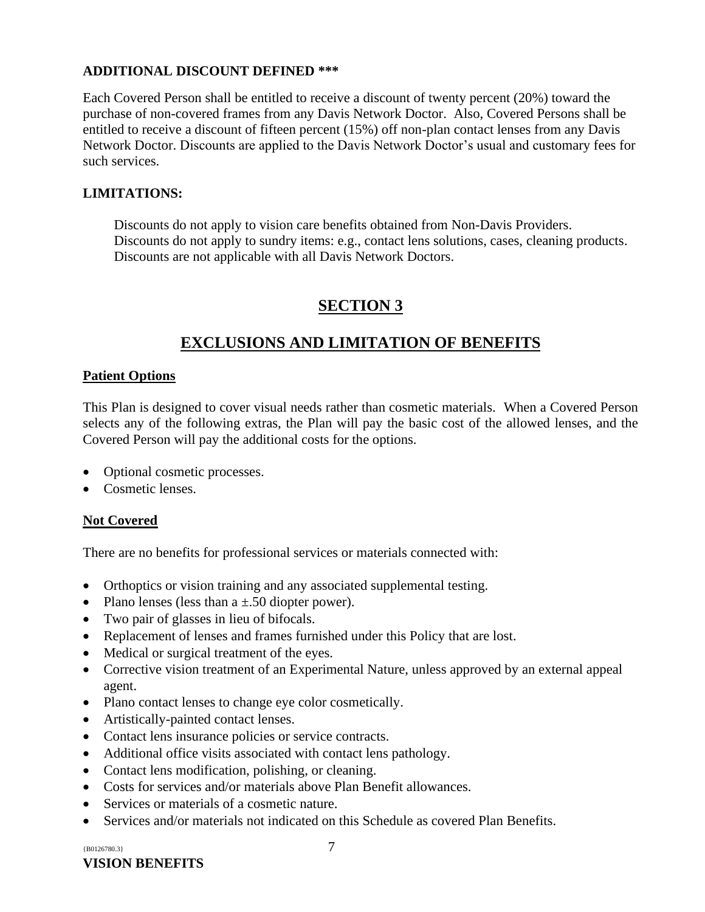**ADDITIONAL DISCOUNT DEFINED ***\***

Each Covered Person shall be entitled to receive a discount of twenty percent (20%) toward the purchase of non-covered frames from any Davis Network Doctor. Also, Covered Persons shall be entitled to receive a discount of fifteen percent (15%) off non-plan contact lenses from any Davis Network Doctor. Discounts are applied to the Davis Network Doctor's usual and customary fees for such services.

**LIMITATIONS:**

Discounts do not apply to vision care benefits obtained from Non-Davis Providers.
Discounts do not apply to sundry items: e.g., contact lens solutions, cases, cleaning products.
Discounts are not applicable with all Davis Network Doctors.

# SECTION 3

# EXCLUSIONS AND LIMITATION OF BENEFITS

## Patient Options

This Plan is designed to cover visual needs rather than cosmetic materials. When a Covered Person selects any of the following extras, the Plan will pay the basic cost of the allowed lenses, and the Covered Person will pay the additional costs for the options.

- Optional cosmetic processes.
- Cosmetic lenses.

## Not Covered

There are no benefits for professional services or materials connected with:

- Orthoptics or vision training and any associated supplemental testing.
- Plano lenses (less than a ±.50 diopter power).
- Two pair of glasses in lieu of bifocals.
- Replacement of lenses and frames furnished under this Policy that are lost.
- Medical or surgical treatment of the eyes.
- Corrective vision treatment of an Experimental Nature, unless approved by an external appeal agent.
- Plano contact lenses to change eye color cosmetically.
- Artistically-painted contact lenses.
- Contact lens insurance policies or service contracts.
- Additional office visits associated with contact lens pathology.
- Contact lens modification, polishing, or cleaning.
- Costs for services and/or materials above Plan Benefit allowances.
- Services or materials of a cosmetic nature.
- Services and/or materials not indicated on this Schedule as covered Plan Benefits.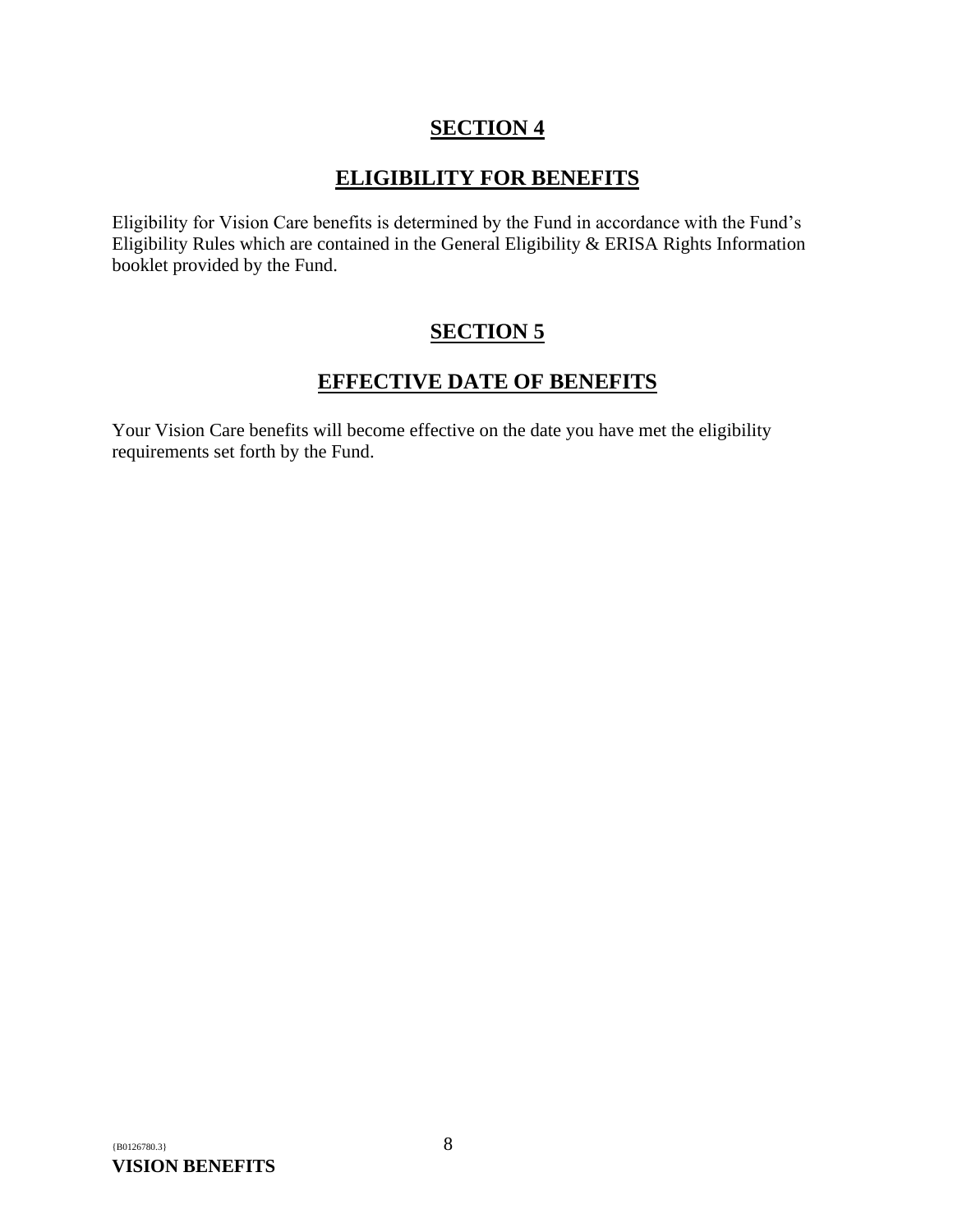# SECTION 4

## ELIGIBILITY FOR BENEFITS

Eligibility for Vision Care benefits is determined by the Fund in accordance with the Fund's Eligibility Rules which are contained in the General Eligibility & ERISA Rights Information booklet provided by the Fund.

# SECTION 5

## EFFECTIVE DATE OF BENEFITS

Your Vision Care benefits will become effective on the date you have met the eligibility requirements set forth by the Fund.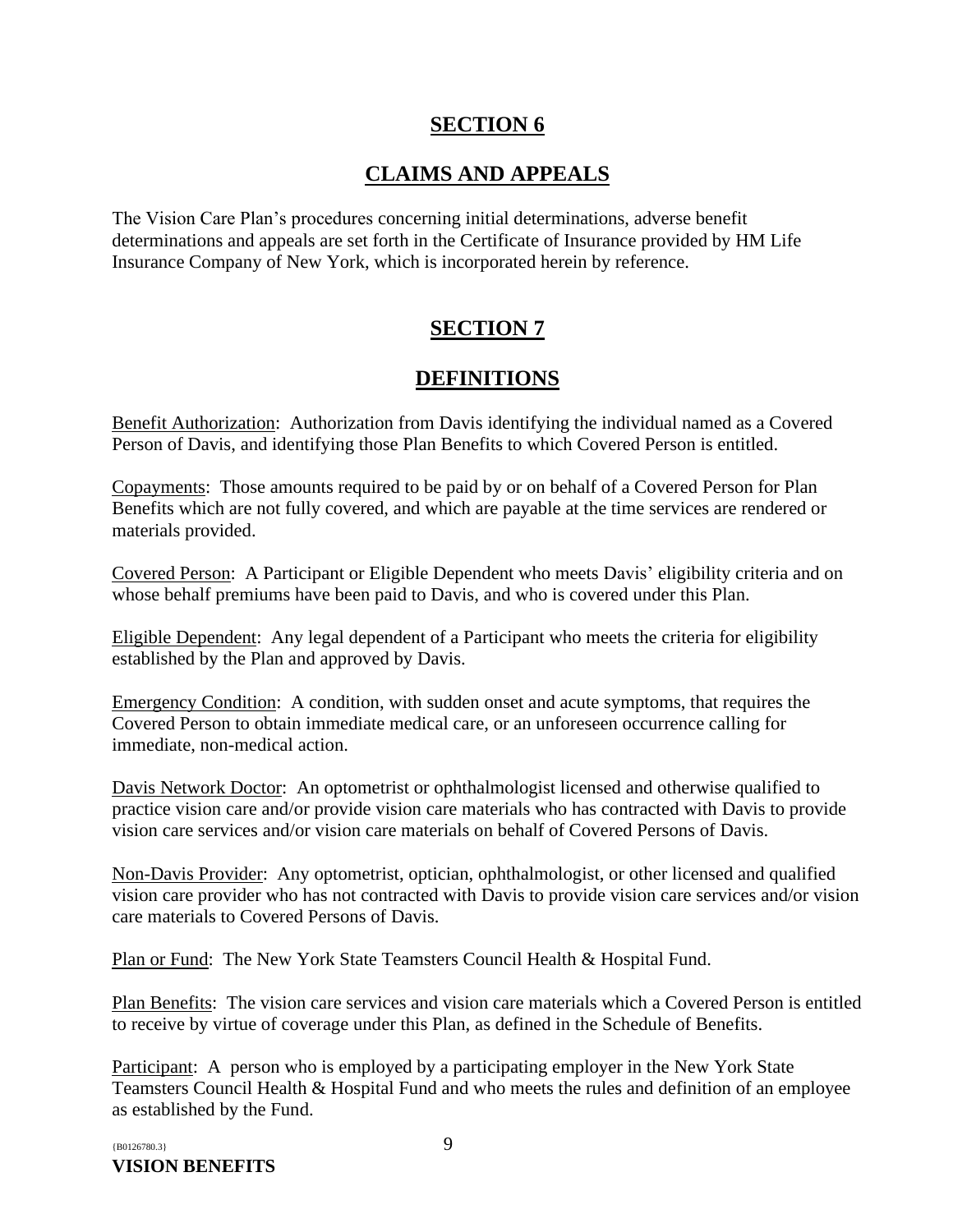# SECTION 6

# CLAIMS AND APPEALS

The Vision Care Plan's procedures concerning initial determinations, adverse benefit determinations and appeals are set forth in the Certificate of Insurance provided by HM Life Insurance Company of New York, which is incorporated herein by reference.

# SECTION 7

# DEFINITIONS

Benefit Authorization: Authorization from Davis identifying the individual named as a Covered Person of Davis, and identifying those Plan Benefits to which Covered Person is entitled.

Copayments: Those amounts required to be paid by or on behalf of a Covered Person for Plan Benefits which are not fully covered, and which are payable at the time services are rendered or materials provided.

Covered Person: A Participant or Eligible Dependent who meets Davis' eligibility criteria and on whose behalf premiums have been paid to Davis, and who is covered under this Plan.

Eligible Dependent: Any legal dependent of a Participant who meets the criteria for eligibility established by the Plan and approved by Davis.

Emergency Condition: A condition, with sudden onset and acute symptoms, that requires the Covered Person to obtain immediate medical care, or an unforeseen occurrence calling for immediate, non-medical action.

Davis Network Doctor: An optometrist or ophthalmologist licensed and otherwise qualified to practice vision care and/or provide vision care materials who has contracted with Davis to provide vision care services and/or vision care materials on behalf of Covered Persons of Davis.

Non-Davis Provider: Any optometrist, optician, ophthalmologist, or other licensed and qualified vision care provider who has not contracted with Davis to provide vision care services and/or vision care materials to Covered Persons of Davis.

Plan or Fund: The New York State Teamsters Council Health & Hospital Fund.

Plan Benefits: The vision care services and vision care materials which a Covered Person is entitled to receive by virtue of coverage under this Plan, as defined in the Schedule of Benefits.

Participant: A person who is employed by a participating employer in the New York State Teamsters Council Health & Hospital Fund and who meets the rules and definition of an employee as established by the Fund.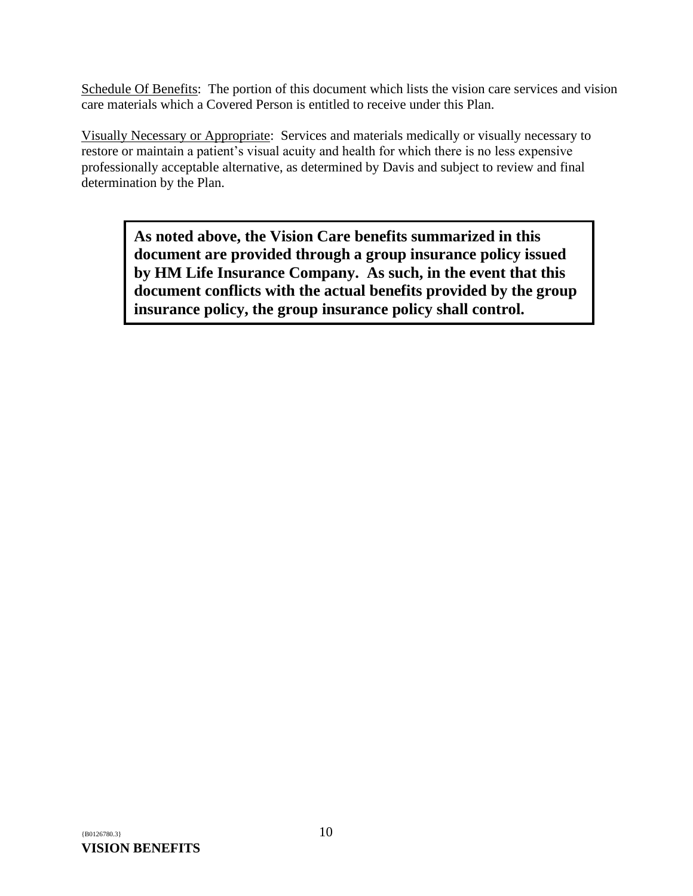Schedule Of Benefits: The portion of this document which lists the vision care services and vision care materials which a Covered Person is entitled to receive under this Plan.

Visually Necessary or Appropriate: Services and materials medically or visually necessary to restore or maintain a patient's visual acuity and health for which there is no less expensive professionally acceptable alternative, as determined by Davis and subject to review and final determination by the Plan.

**As noted above, the Vision Care benefits summarized in this document are provided through a group insurance policy issued by HM Life Insurance Company. As such, in the event that this document conflicts with the actual benefits provided by the group insurance policy, the group insurance policy shall control.**